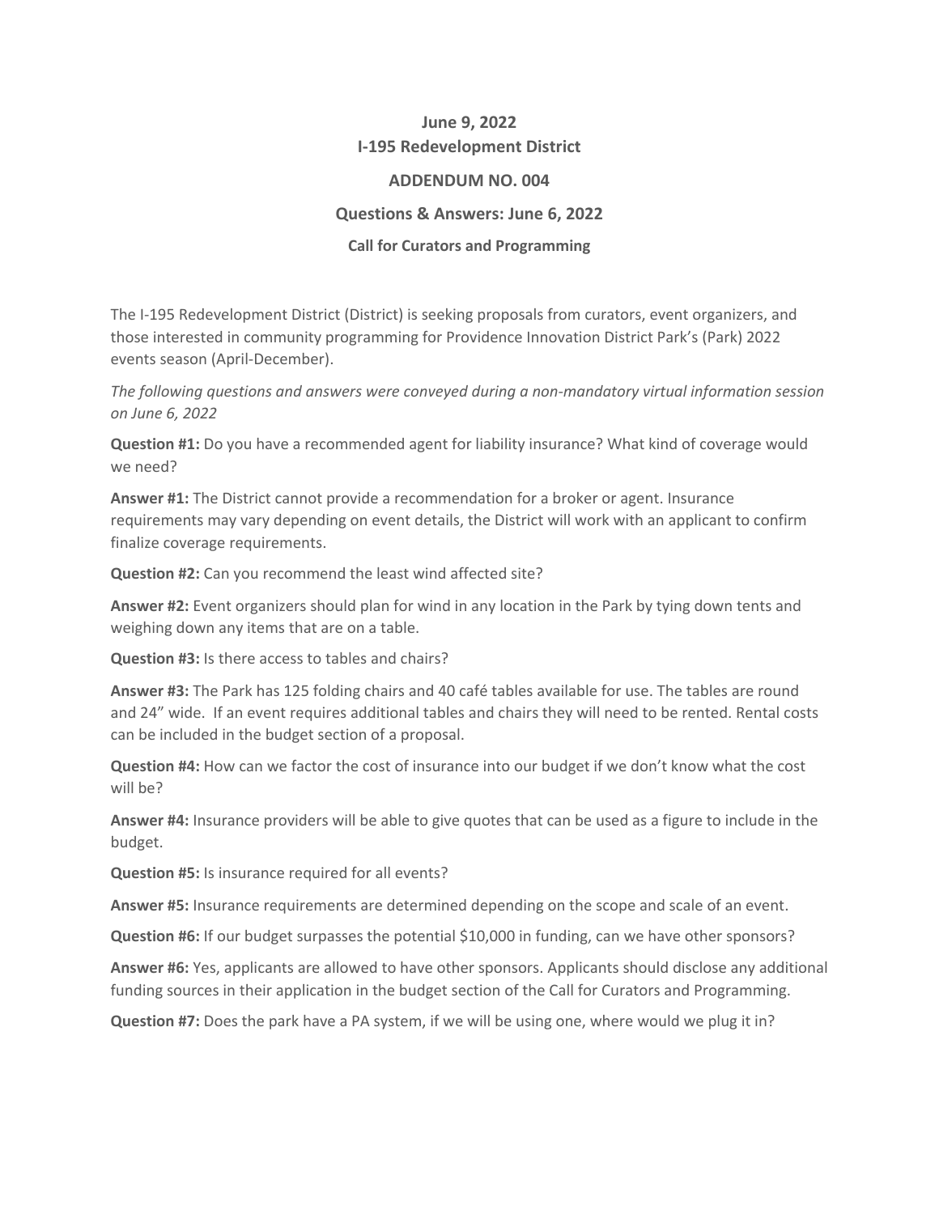**June 9, 2022**
**I-195 Redevelopment District**

**ADDENDUM NO. 004**

**Questions & Answers: June 6, 2022**

**Call for Curators and Programming**

The I-195 Redevelopment District (District) is seeking proposals from curators, event organizers, and those interested in community programming for Providence Innovation District Park's (Park) 2022 events season (April-December).

*The following questions and answers were conveyed during a non-mandatory virtual information session on June 6, 2022*

**Question #1:** Do you have a recommended agent for liability insurance? What kind of coverage would we need?

**Answer #1:** The District cannot provide a recommendation for a broker or agent. Insurance requirements may vary depending on event details, the District will work with an applicant to confirm finalize coverage requirements.

**Question #2:** Can you recommend the least wind affected site?

**Answer #2:** Event organizers should plan for wind in any location in the Park by tying down tents and weighing down any items that are on a table.

**Question #3:** Is there access to tables and chairs?

**Answer #3:** The Park has 125 folding chairs and 40 café tables available for use. The tables are round and 24" wide. If an event requires additional tables and chairs they will need to be rented. Rental costs can be included in the budget section of a proposal.

**Question #4:** How can we factor the cost of insurance into our budget if we don't know what the cost will be?

**Answer #4:** Insurance providers will be able to give quotes that can be used as a figure to include in the budget.

**Question #5:** Is insurance required for all events?

**Answer #5:** Insurance requirements are determined depending on the scope and scale of an event.

**Question #6:** If our budget surpasses the potential $10,000 in funding, can we have other sponsors?

**Answer #6:** Yes, applicants are allowed to have other sponsors. Applicants should disclose any additional funding sources in their application in the budget section of the Call for Curators and Programming.

**Question #7:** Does the park have a PA system, if we will be using one, where would we plug it in?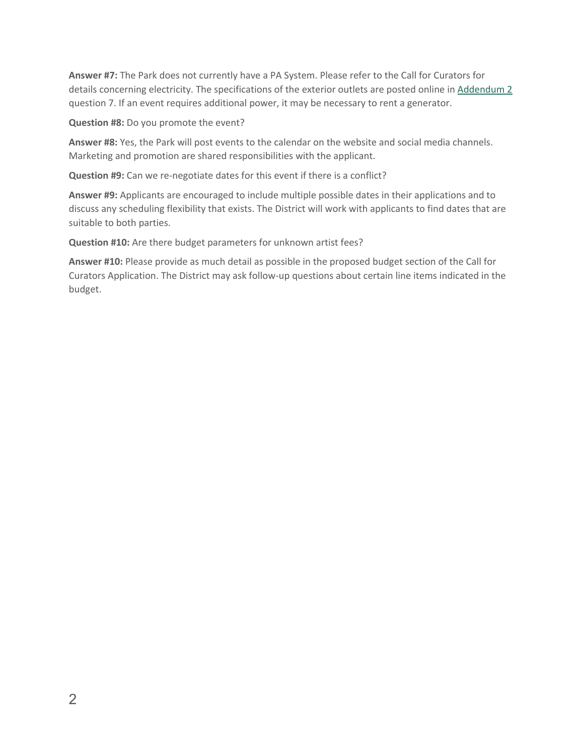**Answer #7:** The Park does not currently have a PA System. Please refer to the Call for Curators for details concerning electricity. The specifications of the exterior outlets are posted online in Addendum 2 question 7. If an event requires additional power, it may be necessary to rent a generator.

**Question #8:** Do you promote the event?

**Answer #8:** Yes, the Park will post events to the calendar on the website and social media channels. Marketing and promotion are shared responsibilities with the applicant.

**Question #9:** Can we re-negotiate dates for this event if there is a conflict?

**Answer #9:** Applicants are encouraged to include multiple possible dates in their applications and to discuss any scheduling flexibility that exists. The District will work with applicants to find dates that are suitable to both parties.

**Question #10:** Are there budget parameters for unknown artist fees?

**Answer #10:** Please provide as much detail as possible in the proposed budget section of the Call for Curators Application. The District may ask follow-up questions about certain line items indicated in the budget.